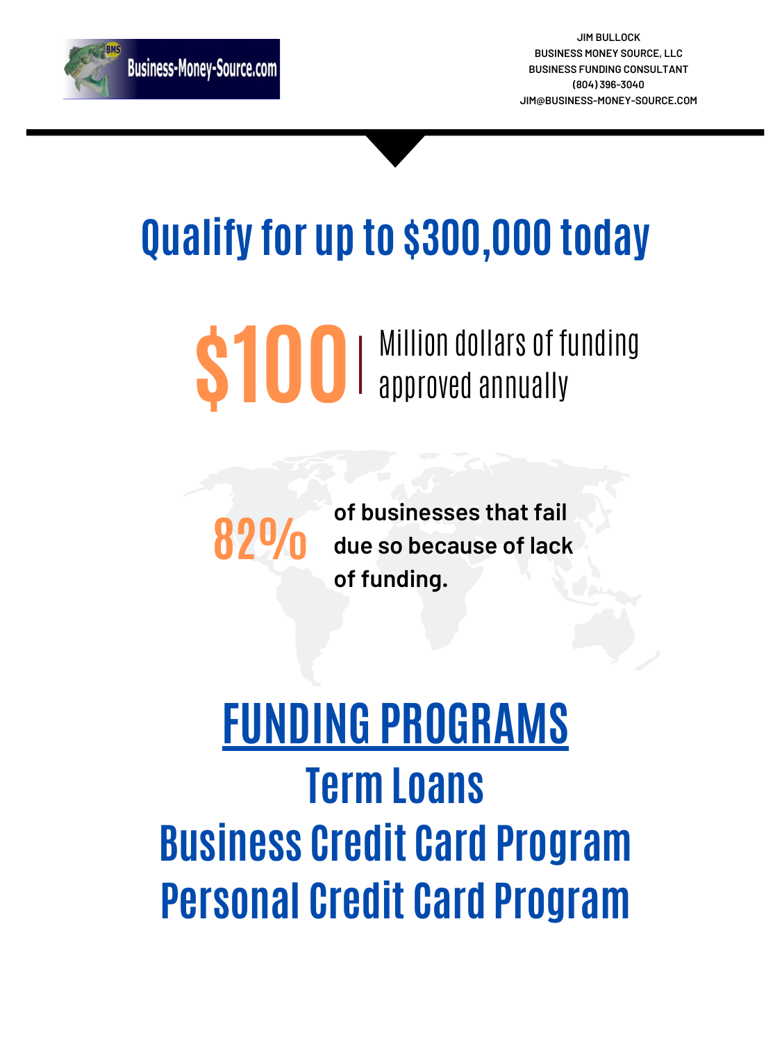Business-Money-Source.com

JIM BULLOCK
BUSINESS MONEY SOURCE, LLC
BUSINESS FUNDING CONSULTANT
(804) 396-3040
JIM@BUSINESS-MONEY-SOURCE.COM

# Qualify for up to $300,000 today

**$100** | Million dollars of funding approved annually

**82%** **of businesses that fail due so because of lack of funding.**

## FUNDING PROGRAMS

## Term Loans

## Business Credit Card Program

## Personal Credit Card Program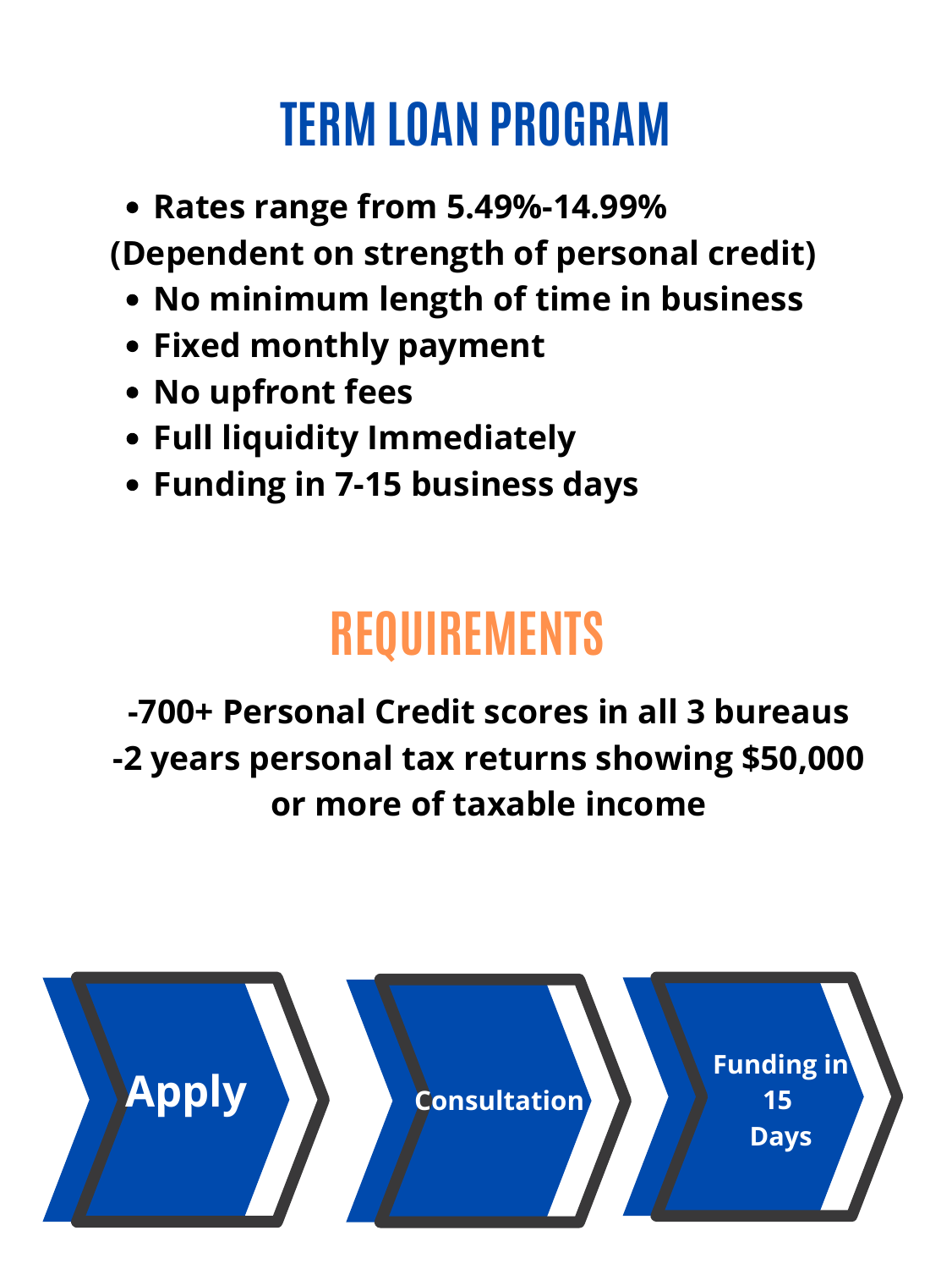# TERM LOAN PROGRAM

- **Rates range from 5.49%-14.99%**

**(Dependent on strength of personal credit)**

- **No minimum length of time in business**
- **Fixed monthly payment**
- **No upfront fees**
- **Full liquidity Immediately**
- **Funding in 7-15 business days**

# REQUIREMENTS

**-700+ Personal Credit scores in all 3 bureaus**

**-2 years personal tax returns showing $50,000 or more of taxable income**

**Apply** → **Consultation** → **Funding in 15 Days**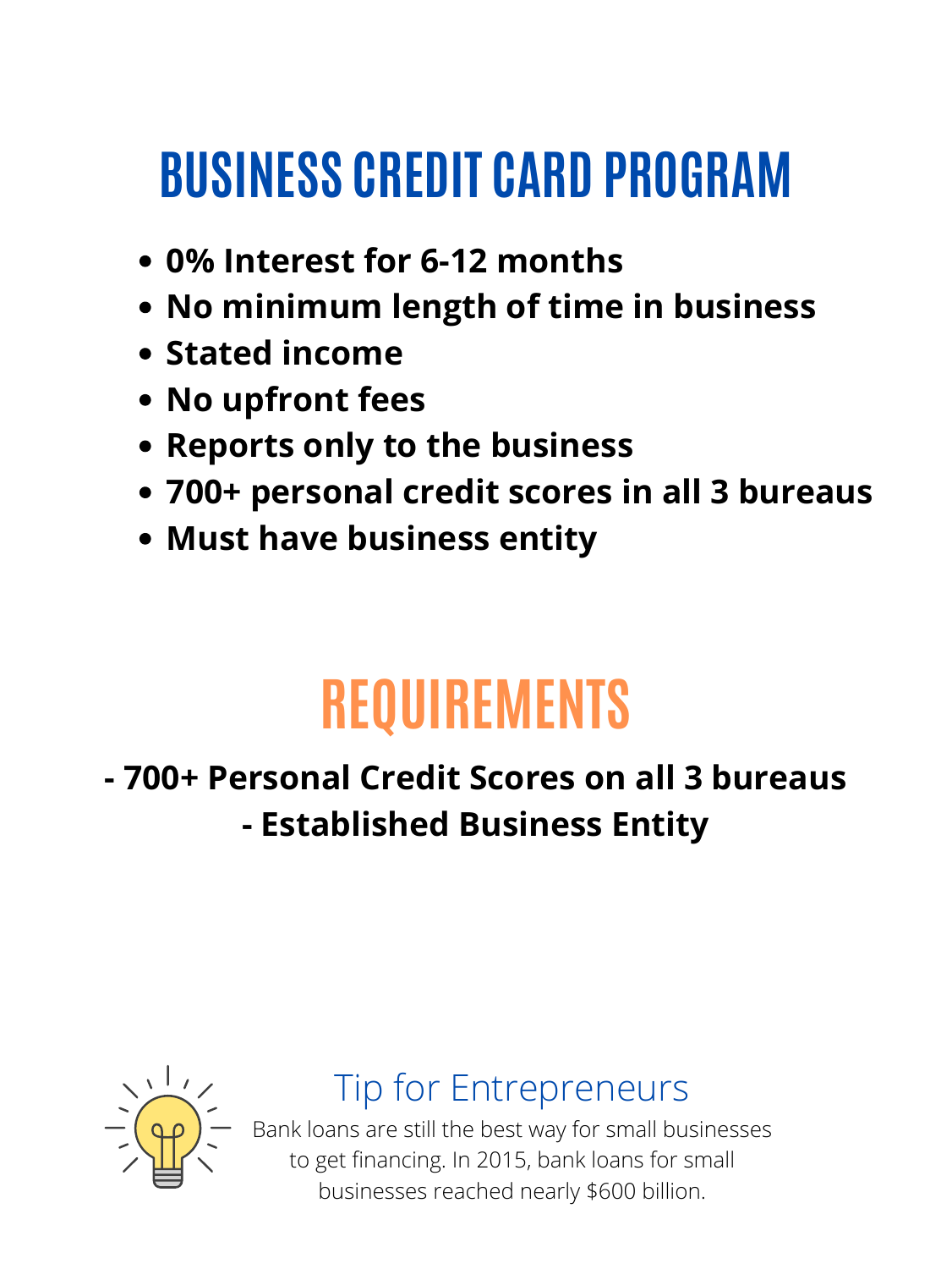# BUSINESS CREDIT CARD PROGRAM

- **0% Interest for 6-12 months**
- **No minimum length of time in business**
- **Stated income**
- **No upfront fees**
- **Reports only to the business**
- **700+ personal credit scores in all 3 bureaus**
- **Must have business entity**

# REQUIREMENTS

**- 700+ Personal Credit Scores on all 3 bureaus**

**- Established Business Entity**

## Tip for Entrepreneurs

Bank loans are still the best way for small businesses to get financing. In 2015, bank loans for small businesses reached nearly $600 billion.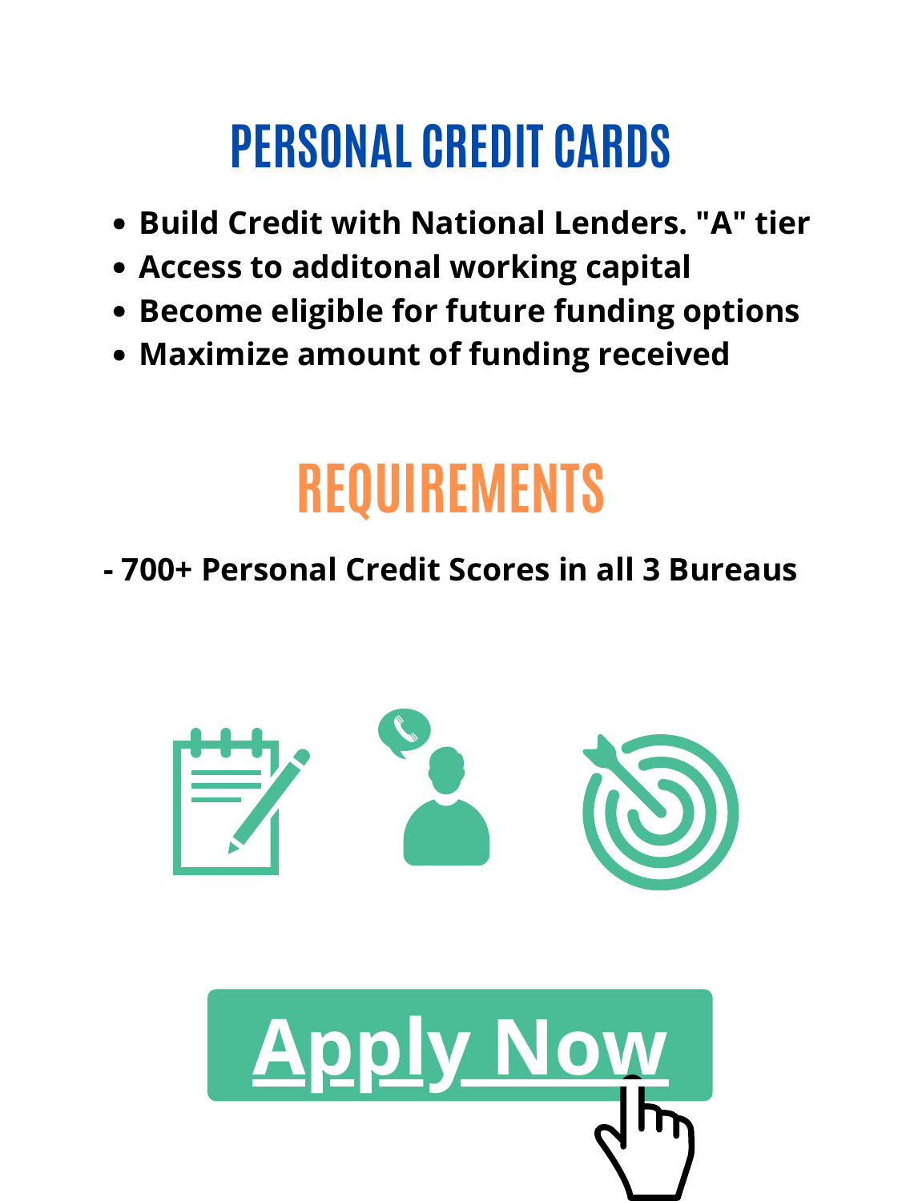# PERSONAL CREDIT CARDS

- **Build Credit with National Lenders. "A" tier**
- **Access to additonal working capital**
- **Become eligible for future funding options**
- **Maximize amount of funding received**

# REQUIREMENTS

**- 700+ Personal Credit Scores in all 3 Bureaus**

**Apply Now**